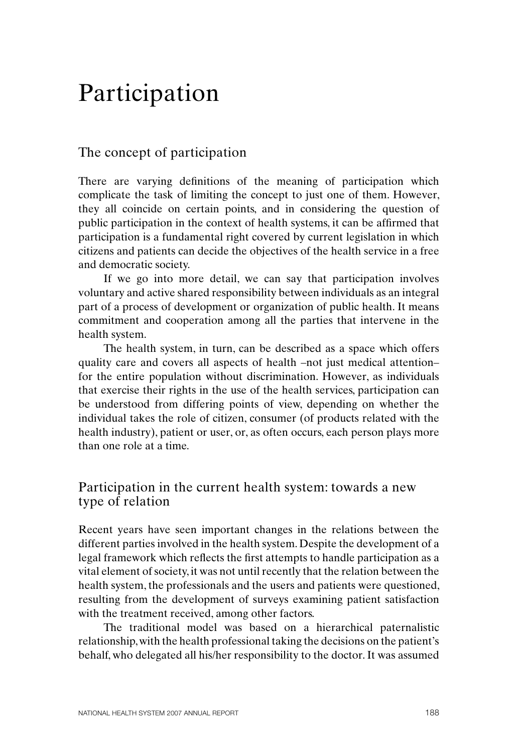# Participation

## The concept of participation

There are varying definitions of the meaning of participation which complicate the task of limiting the concept to just one of them. However, they all coincide on certain points, and in considering the question of public participation in the context of health systems, it can be affirmed that participation is a fundamental right covered by current legislation in which citizens and patients can decide the objectives of the health service in a free and democratic society.

If we go into more detail, we can say that participation involves voluntary and active shared responsibility between individuals as an integral part of a process of development or organization of public health. It means commitment and cooperation among all the parties that intervene in the health system.

The health system, in turn, can be described as a space which offers quality care and covers all aspects of health –not just medical attention– for the entire population without discrimination. However, as individuals that exercise their rights in the use of the health services, participation can be understood from differing points of view, depending on whether the individual takes the role of citizen, consumer (of products related with the health industry), patient or user, or, as often occurs, each person plays more than one role at a time.

## Participation in the current health system: towards a new type of relation

Recent years have seen important changes in the relations between the different parties involved in the health system. Despite the development of a legal framework which reflects the first attempts to handle participation as a vital element of society, it was not until recently that the relation between the health system, the professionals and the users and patients were questioned, resulting from the development of surveys examining patient satisfaction with the treatment received, among other factors.

The traditional model was based on a hierarchical paternalistic relationship, with the health professional taking the decisions on the patient's behalf, who delegated all his/her responsibility to the doctor. It was assumed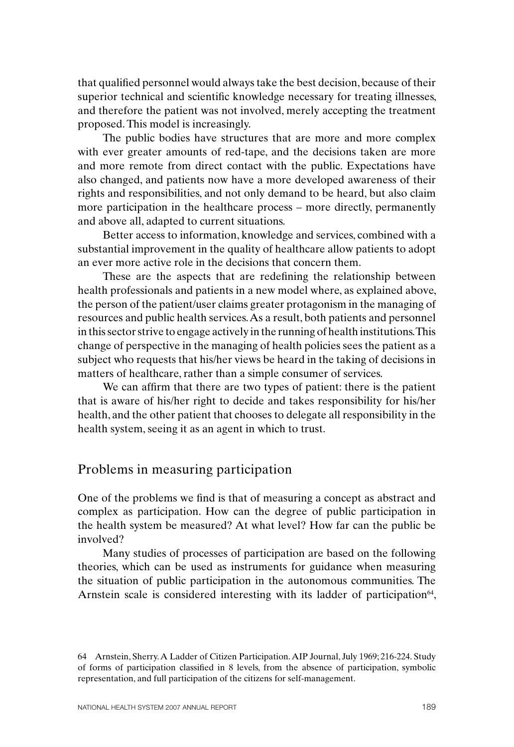that qualified personnel would always take the best decision, because of their superior technical and scientific knowledge necessary for treating illnesses, and therefore the patient was not involved, merely accepting the treatment proposed. This model is increasingly.

The public bodies have structures that are more and more complex with ever greater amounts of red-tape, and the decisions taken are more and more remote from direct contact with the public. Expectations have also changed, and patients now have a more developed awareness of their rights and responsibilities, and not only demand to be heard, but also claim more participation in the healthcare process – more directly, permanently and above all, adapted to current situations.

Better access to information, knowledge and services, combined with a substantial improvement in the quality of healthcare allow patients to adopt an ever more active role in the decisions that concern them.

These are the aspects that are redefining the relationship between health professionals and patients in a new model where, as explained above, the person of the patient/user claims greater protagonism in the managing of resources and public health services. As a result, both patients and personnel in this sector strive to engage actively in the running of health institutions. This change of perspective in the managing of health policies sees the patient as a subject who requests that his/her views be heard in the taking of decisions in matters of healthcare, rather than a simple consumer of services.

We can affirm that there are two types of patient: there is the patient that is aware of his/her right to decide and takes responsibility for his/her health, and the other patient that chooses to delegate all responsibility in the health system, seeing it as an agent in which to trust.

## Problems in measuring participation

One of the problems we find is that of measuring a concept as abstract and complex as participation. How can the degree of public participation in the health system be measured? At what level? How far can the public be involved?

Many studies of processes of participation are based on the following theories, which can be used as instruments for guidance when measuring the situation of public participation in the autonomous communities. The Arnstein scale is considered interesting with its ladder of participation[64],

64 Arnstein, Sherry. A Ladder of Citizen Participation. AIP Journal, July 1969; 216-224. Study of forms of participation classified in 8 levels, from the absence of participation, symbolic representation, and full participation of the citizens for self-management.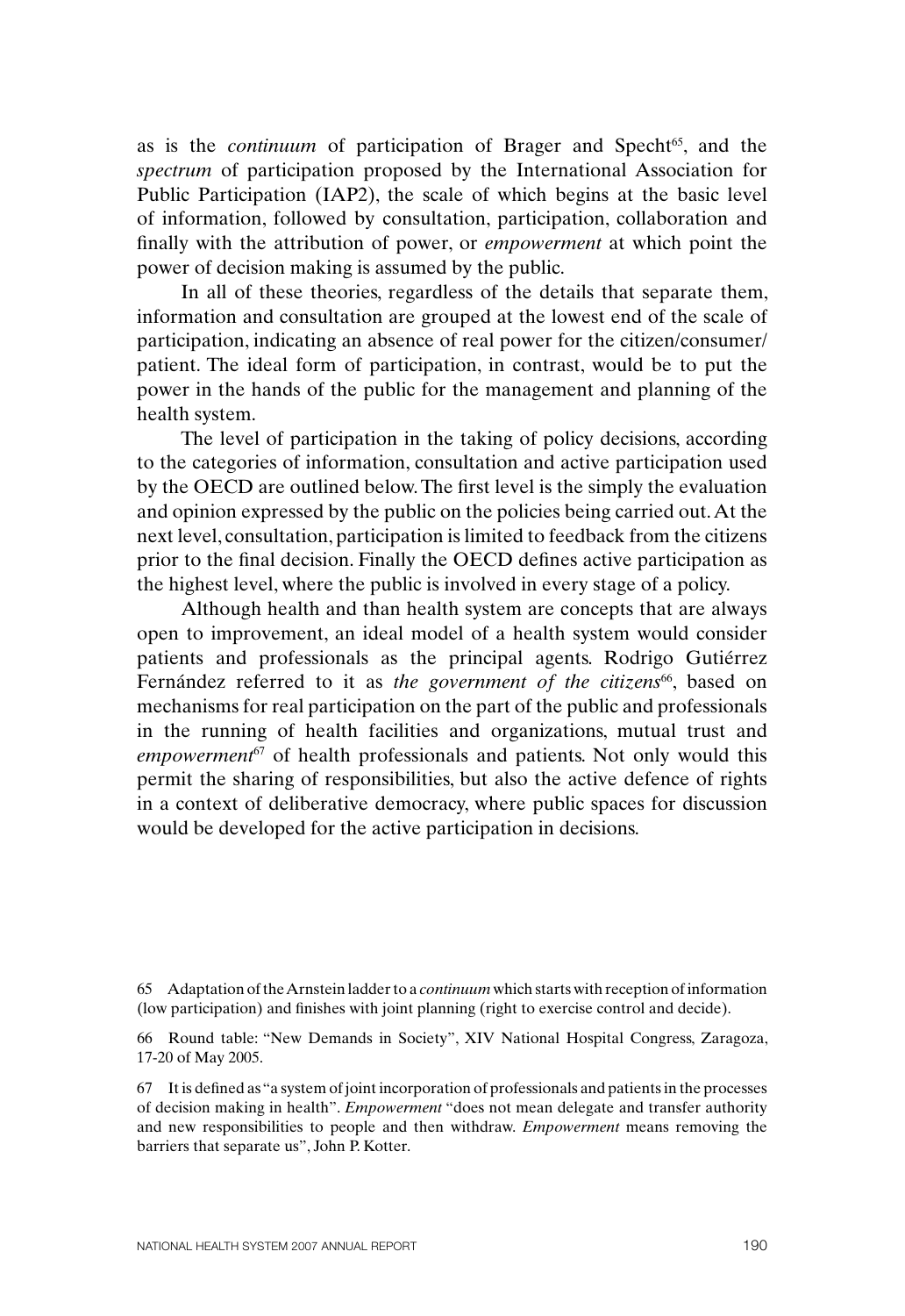as is the *continuum* of participation of Brager and Specht[65], and the *spectrum* of participation proposed by the International Association for Public Participation (IAP2), the scale of which begins at the basic level of information, followed by consultation, participation, collaboration and finally with the attribution of power, or *empowerment* at which point the power of decision making is assumed by the public.

In all of these theories, regardless of the details that separate them, information and consultation are grouped at the lowest end of the scale of participation, indicating an absence of real power for the citizen/consumer/patient. The ideal form of participation, in contrast, would be to put the power in the hands of the public for the management and planning of the health system.

The level of participation in the taking of policy decisions, according to the categories of information, consultation and active participation used by the OECD are outlined below. The first level is the simply the evaluation and opinion expressed by the public on the policies being carried out. At the next level, consultation, participation is limited to feedback from the citizens prior to the final decision. Finally the OECD defines active participation as the highest level, where the public is involved in every stage of a policy.

Although health and than health system are concepts that are always open to improvement, an ideal model of a health system would consider patients and professionals as the principal agents. Rodrigo Gutiérrez Fernández referred to it as *the government of the citizens*[66], based on mechanisms for real participation on the part of the public and professionals in the running of health facilities and organizations, mutual trust and *empowerment*[67] of health professionals and patients. Not only would this permit the sharing of responsibilities, but also the active defence of rights in a context of deliberative democracy, where public spaces for discussion would be developed for the active participation in decisions.

65 Adaptation of the Arnstein ladder to a *continuum* which starts with reception of information (low participation) and finishes with joint planning (right to exercise control and decide).

66 Round table: "New Demands in Society", XIV National Hospital Congress, Zaragoza, 17-20 of May 2005.

67 It is defined as "a system of joint incorporation of professionals and patients in the processes of decision making in health". *Empowerment* "does not mean delegate and transfer authority and new responsibilities to people and then withdraw. *Empowerment* means removing the barriers that separate us", John P. Kotter.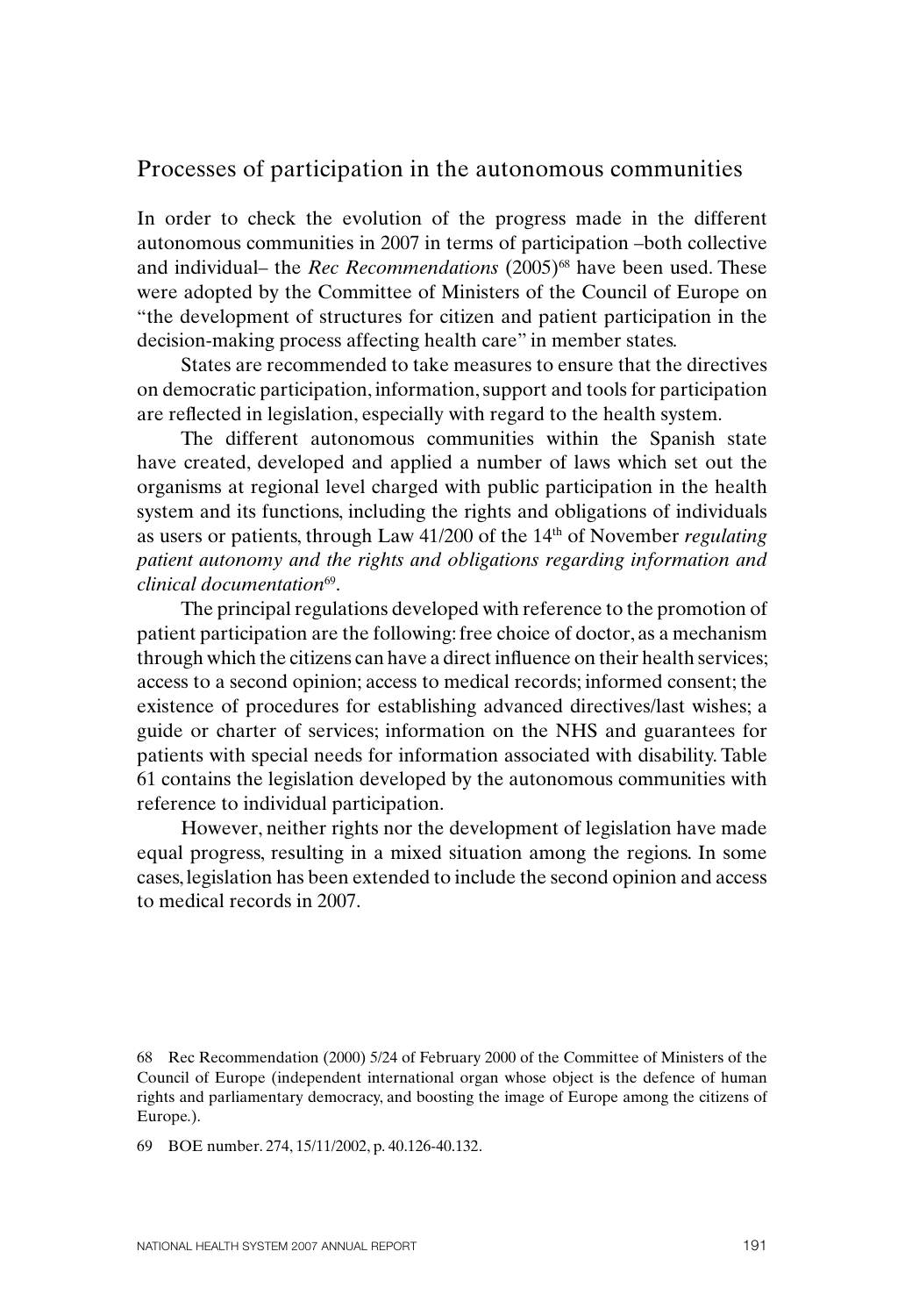## Processes of participation in the autonomous communities

In order to check the evolution of the progress made in the different autonomous communities in 2007 in terms of participation –both collective and individual– the *Rec Recommendations* (2005)[68] have been used. These were adopted by the Committee of Ministers of the Council of Europe on "the development of structures for citizen and patient participation in the decision-making process affecting health care" in member states.

States are recommended to take measures to ensure that the directives on democratic participation, information, support and tools for participation are reflected in legislation, especially with regard to the health system.

The different autonomous communities within the Spanish state have created, developed and applied a number of laws which set out the organisms at regional level charged with public participation in the health system and its functions, including the rights and obligations of individuals as users or patients, through Law 41/200 of the 14th of November *regulating patient autonomy and the rights and obligations regarding information and clinical documentation*[69].

The principal regulations developed with reference to the promotion of patient participation are the following: free choice of doctor, as a mechanism through which the citizens can have a direct influence on their health services; access to a second opinion; access to medical records; informed consent; the existence of procedures for establishing advanced directives/last wishes; a guide or charter of services; information on the NHS and guarantees for patients with special needs for information associated with disability. Table 61 contains the legislation developed by the autonomous communities with reference to individual participation.

However, neither rights nor the development of legislation have made equal progress, resulting in a mixed situation among the regions. In some cases, legislation has been extended to include the second opinion and access to medical records in 2007.

---

68 Rec Recommendation (2000) 5/24 of February 2000 of the Committee of Ministers of the Council of Europe (independent international organ whose object is the defence of human rights and parliamentary democracy, and boosting the image of Europe among the citizens of Europe.).

69 BOE number. 274, 15/11/2002, p. 40.126-40.132.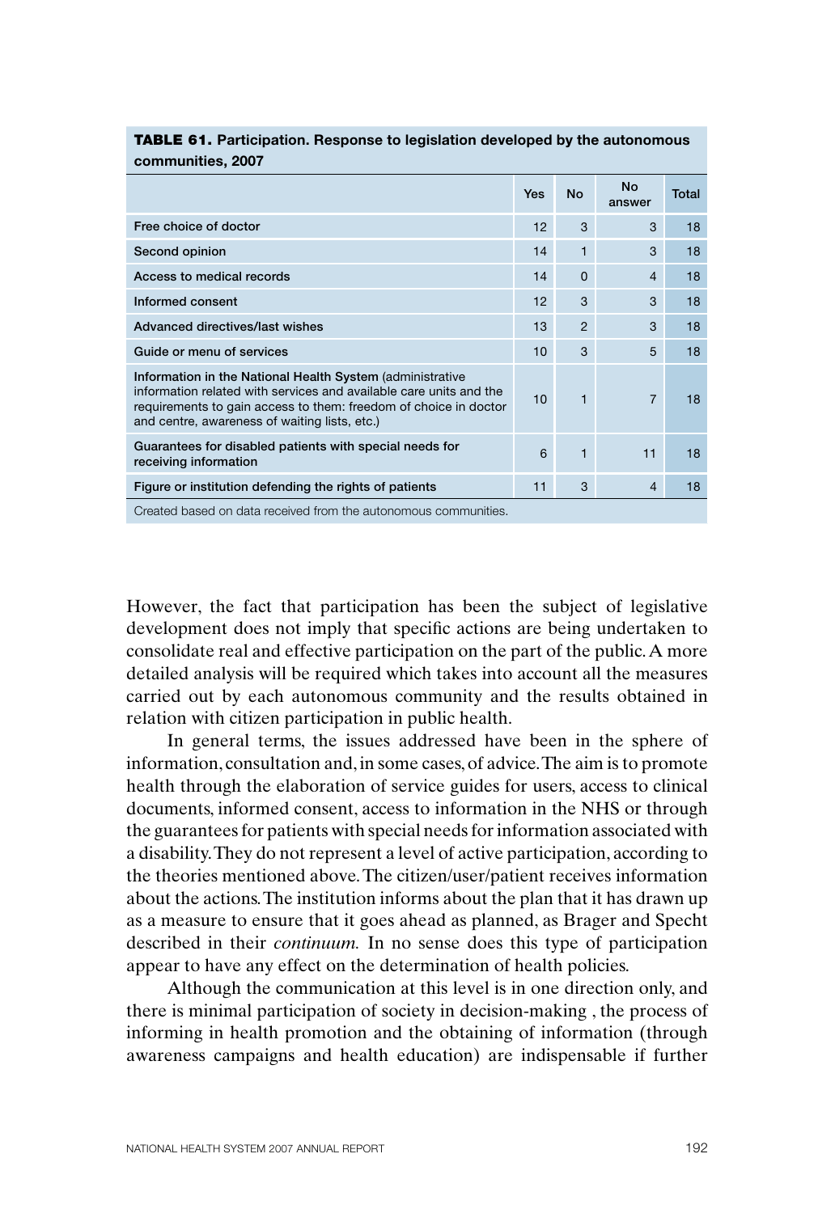**TABLE 61. Participation. Response to legislation developed by the autonomous communities, 2007**

| | Yes | No | No answer | Total |
|---|---|---|---|---|
| Free choice of doctor | 12 | 3 | 3 | 18 |
| Second opinion | 14 | 1 | 3 | 18 |
| Access to medical records | 14 | 0 | 4 | 18 |
| Informed consent | 12 | 3 | 3 | 18 |
| Advanced directives/last wishes | 13 | 2 | 3 | 18 |
| Guide or menu of services | 10 | 3 | 5 | 18 |
| Information in the National Health System (administrative information related with services and available care units and the requirements to gain access to them: freedom of choice in doctor and centre, awareness of waiting lists, etc.) | 10 | 1 | 7 | 18 |
| Guarantees for disabled patients with special needs for receiving information | 6 | 1 | 11 | 18 |
| Figure or institution defending the rights of patients | 11 | 3 | 4 | 18 |

Created based on data received from the autonomous communities.

However, the fact that participation has been the subject of legislative development does not imply that specific actions are being undertaken to consolidate real and effective participation on the part of the public. A more detailed analysis will be required which takes into account all the measures carried out by each autonomous community and the results obtained in relation with citizen participation in public health.

In general terms, the issues addressed have been in the sphere of information, consultation and, in some cases, of advice. The aim is to promote health through the elaboration of service guides for users, access to clinical documents, informed consent, access to information in the NHS or through the guarantees for patients with special needs for information associated with a disability. They do not represent a level of active participation, according to the theories mentioned above. The citizen/user/patient receives information about the actions. The institution informs about the plan that it has drawn up as a measure to ensure that it goes ahead as planned, as Brager and Specht described in their *continuum.* In no sense does this type of participation appear to have any effect on the determination of health policies.

Although the communication at this level is in one direction only, and there is minimal participation of society in decision-making , the process of informing in health promotion and the obtaining of information (through awareness campaigns and health education) are indispensable if further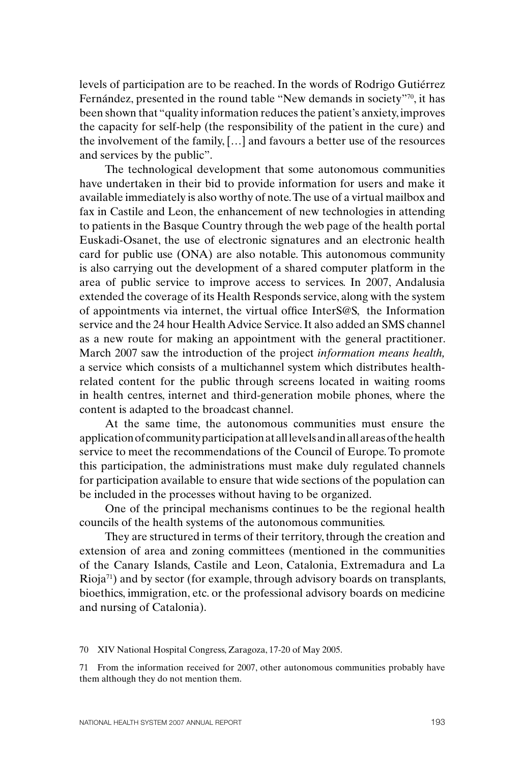levels of participation are to be reached. In the words of Rodrigo Gutiérrez Fernández, presented in the round table "New demands in society"[70], it has been shown that "quality information reduces the patient's anxiety, improves the capacity for self-help (the responsibility of the patient in the cure) and the involvement of the family, […] and favours a better use of the resources and services by the public".

The technological development that some autonomous communities have undertaken in their bid to provide information for users and make it available immediately is also worthy of note. The use of a virtual mailbox and fax in Castile and Leon, the enhancement of new technologies in attending to patients in the Basque Country through the web page of the health portal Euskadi-Osanet, the use of electronic signatures and an electronic health card for public use (ONA) are also notable. This autonomous community is also carrying out the development of a shared computer platform in the area of public service to improve access to services. In 2007, Andalusia extended the coverage of its Health Responds service, along with the system of appointments via internet, the virtual office InterS@S, the Information service and the 24 hour Health Advice Service. It also added an SMS channel as a new route for making an appointment with the general practitioner. March 2007 saw the introduction of the project *information means health,* a service which consists of a multichannel system which distributes health-related content for the public through screens located in waiting rooms in health centres, internet and third-generation mobile phones, where the content is adapted to the broadcast channel.

At the same time, the autonomous communities must ensure the application of community participation at all levels and in all areas of the health service to meet the recommendations of the Council of Europe. To promote this participation, the administrations must make duly regulated channels for participation available to ensure that wide sections of the population can be included in the processes without having to be organized.

One of the principal mechanisms continues to be the regional health councils of the health systems of the autonomous communities.

They are structured in terms of their territory, through the creation and extension of area and zoning committees (mentioned in the communities of the Canary Islands, Castile and Leon, Catalonia, Extremadura and La Rioja[71]) and by sector (for example, through advisory boards on transplants, bioethics, immigration, etc. or the professional advisory boards on medicine and nursing of Catalonia).

70 XIV National Hospital Congress, Zaragoza, 17-20 of May 2005.

71 From the information received for 2007, other autonomous communities probably have them although they do not mention them.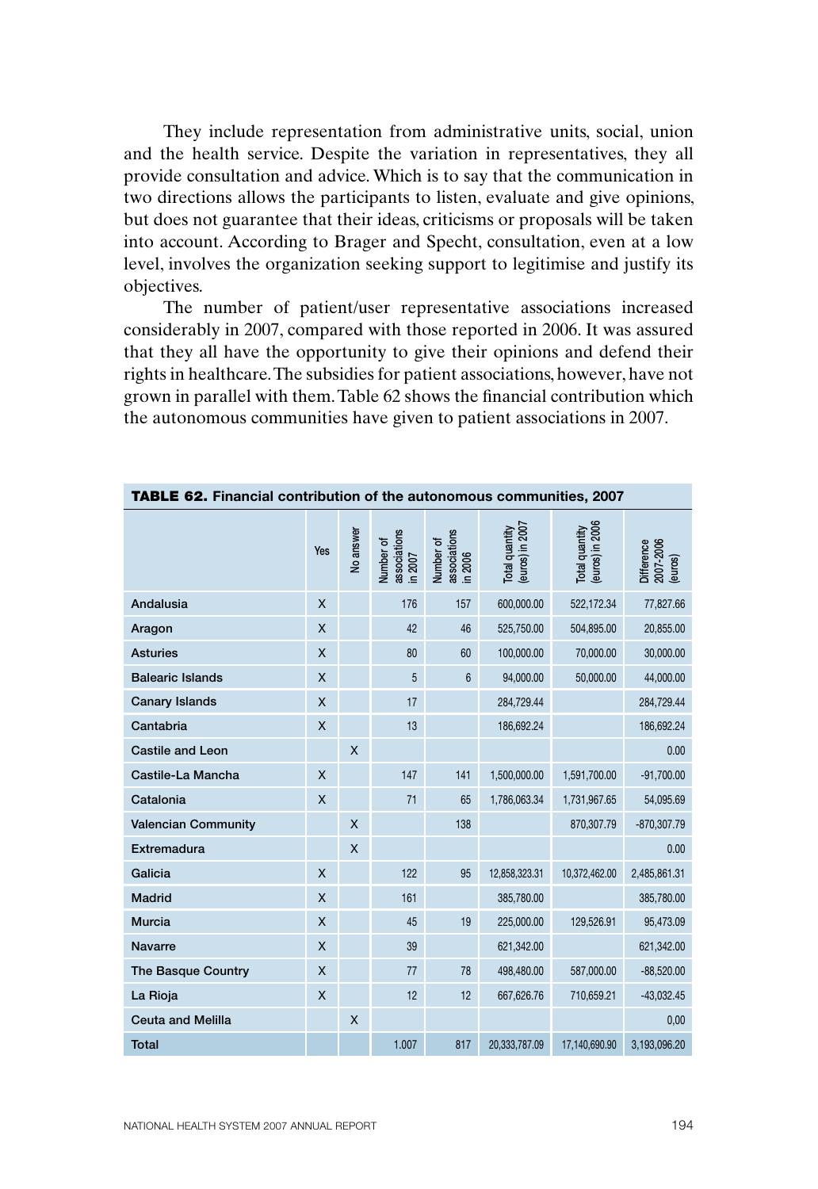They include representation from administrative units, social, union and the health service. Despite the variation in representatives, they all provide consultation and advice. Which is to say that the communication in two directions allows the participants to listen, evaluate and give opinions, but does not guarantee that their ideas, criticisms or proposals will be taken into account. According to Brager and Specht, consultation, even at a low level, involves the organization seeking support to legitimise and justify its objectives.

The number of patient/user representative associations increased considerably in 2007, compared with those reported in 2006. It was assured that they all have the opportunity to give their opinions and defend their rights in healthcare. The subsidies for patient associations, however, have not grown in parallel with them. Table 62 shows the financial contribution which the autonomous communities have given to patient associations in 2007.

**TABLE 62.** Financial contribution of the autonomous communities, 2007

| | Yes | No answer | Number of associations in 2007 | Number of associations in 2006 | Total quantity (euros) in 2007 | Total quantity (euros) in 2006 | Difference 2007-2006 (euros) |
|---|---|---|---|---|---|---|---|
| Andalusia | X | | 176 | 157 | 600,000.00 | 522,172.34 | 77,827.66 |
| Aragon | X | | 42 | 46 | 525,750.00 | 504,895.00 | 20,855.00 |
| Asturies | X | | 80 | 60 | 100,000.00 | 70,000.00 | 30,000.00 |
| Balearic Islands | X | | 5 | 6 | 94,000.00 | 50,000.00 | 44,000.00 |
| Canary Islands | X | | 17 | | 284,729.44 | | 284,729.44 |
| Cantabria | X | | 13 | | 186,692.24 | | 186,692.24 |
| Castile and Leon | | X | | | | | 0.00 |
| Castile-La Mancha | X | | 147 | 141 | 1,500,000.00 | 1,591,700.00 | -91,700.00 |
| Catalonia | X | | 71 | 65 | 1,786,063.34 | 1,731,967.65 | 54,095.69 |
| Valencian Community | | X | | 138 | | 870,307.79 | -870,307.79 |
| Extremadura | | X | | | | | 0.00 |
| Galicia | X | | 122 | 95 | 12,858,323.31 | 10,372,462.00 | 2,485,861.31 |
| Madrid | X | | 161 | | 385,780.00 | | 385,780.00 |
| Murcia | X | | 45 | 19 | 225,000.00 | 129,526.91 | 95,473.09 |
| Navarre | X | | 39 | | 621,342.00 | | 621,342.00 |
| The Basque Country | X | | 77 | 78 | 498,480.00 | 587,000.00 | -88,520.00 |
| La Rioja | X | | 12 | 12 | 667,626.76 | 710,659.21 | -43,032.45 |
| Ceuta and Melilla | | X | | | | | 0,00 |
| Total | | | 1.007 | 817 | 20,333,787.09 | 17,140,690.90 | 3,193,096.20 |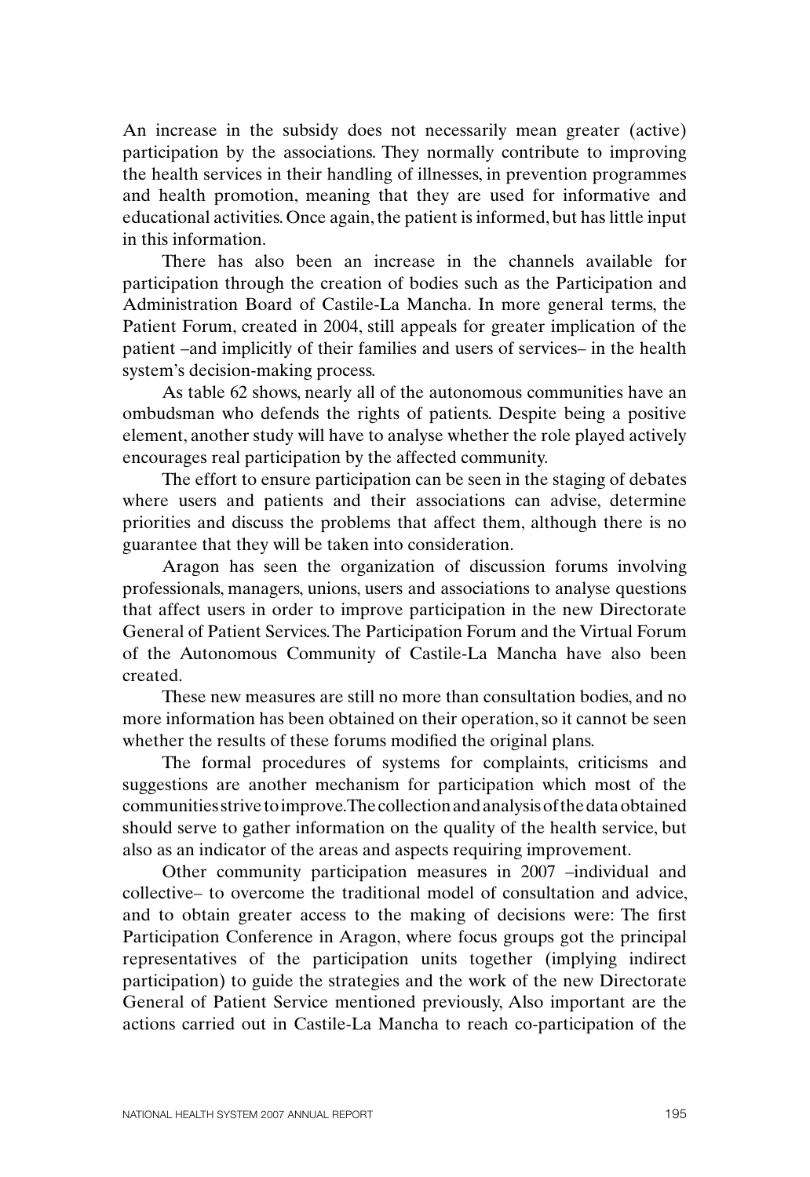An increase in the subsidy does not necessarily mean greater (active) participation by the associations. They normally contribute to improving the health services in their handling of illnesses, in prevention programmes and health promotion, meaning that they are used for informative and educational activities. Once again, the patient is informed, but has little input in this information.

There has also been an increase in the channels available for participation through the creation of bodies such as the Participation and Administration Board of Castile-La Mancha. In more general terms, the Patient Forum, created in 2004, still appeals for greater implication of the patient –and implicitly of their families and users of services– in the health system's decision-making process.

As table 62 shows, nearly all of the autonomous communities have an ombudsman who defends the rights of patients. Despite being a positive element, another study will have to analyse whether the role played actively encourages real participation by the affected community.

The effort to ensure participation can be seen in the staging of debates where users and patients and their associations can advise, determine priorities and discuss the problems that affect them, although there is no guarantee that they will be taken into consideration.

Aragon has seen the organization of discussion forums involving professionals, managers, unions, users and associations to analyse questions that affect users in order to improve participation in the new Directorate General of Patient Services. The Participation Forum and the Virtual Forum of the Autonomous Community of Castile-La Mancha have also been created.

These new measures are still no more than consultation bodies, and no more information has been obtained on their operation, so it cannot be seen whether the results of these forums modified the original plans.

The formal procedures of systems for complaints, criticisms and suggestions are another mechanism for participation which most of the communities strive to improve. The collection and analysis of the data obtained should serve to gather information on the quality of the health service, but also as an indicator of the areas and aspects requiring improvement.

Other community participation measures in 2007 –individual and collective– to overcome the traditional model of consultation and advice, and to obtain greater access to the making of decisions were: The first Participation Conference in Aragon, where focus groups got the principal representatives of the participation units together (implying indirect participation) to guide the strategies and the work of the new Directorate General of Patient Service mentioned previously, Also important are the actions carried out in Castile-La Mancha to reach co-participation of the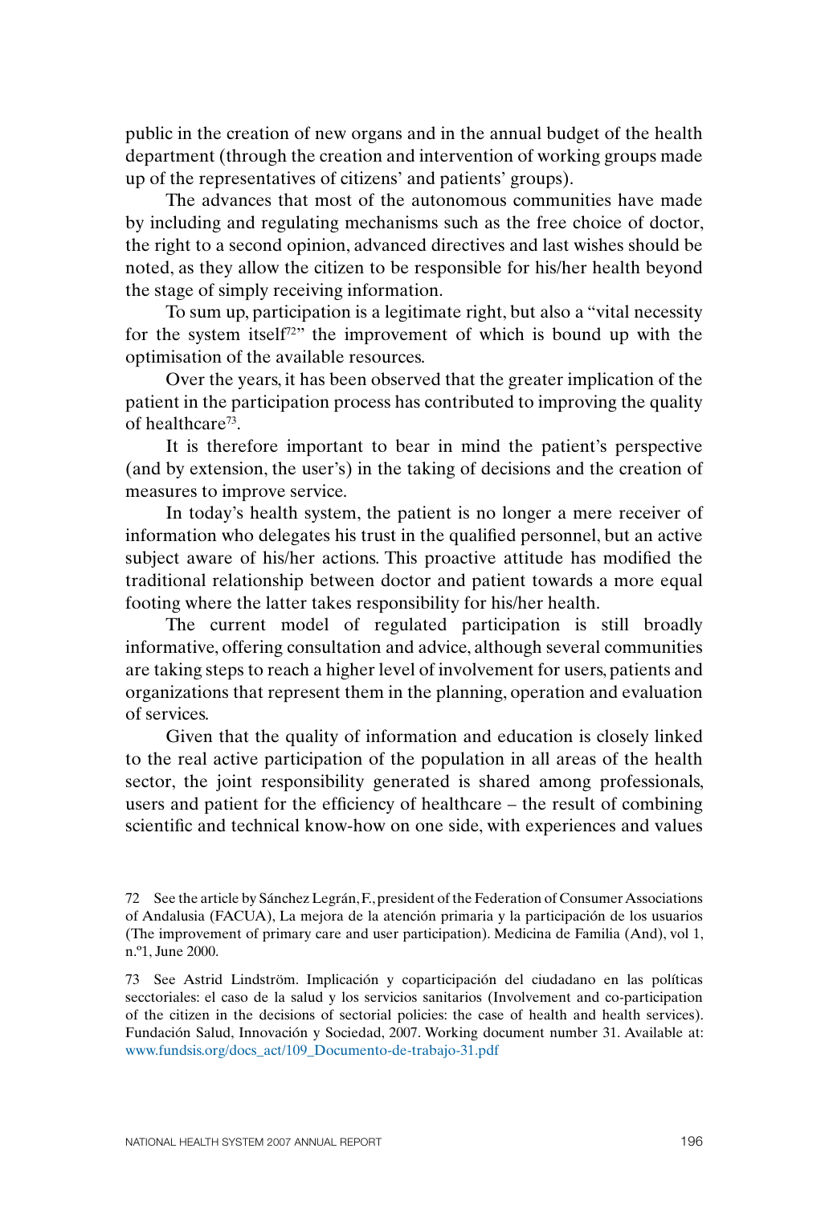public in the creation of new organs and in the annual budget of the health department (through the creation and intervention of working groups made up of the representatives of citizens' and patients' groups).

The advances that most of the autonomous communities have made by including and regulating mechanisms such as the free choice of doctor, the right to a second opinion, advanced directives and last wishes should be noted, as they allow the citizen to be responsible for his/her health beyond the stage of simply receiving information.

To sum up, participation is a legitimate right, but also a "vital necessity for the system itself[72]" the improvement of which is bound up with the optimisation of the available resources.

Over the years, it has been observed that the greater implication of the patient in the participation process has contributed to improving the quality of healthcare[73].

It is therefore important to bear in mind the patient's perspective (and by extension, the user's) in the taking of decisions and the creation of measures to improve service.

In today's health system, the patient is no longer a mere receiver of information who delegates his trust in the qualified personnel, but an active subject aware of his/her actions. This proactive attitude has modified the traditional relationship between doctor and patient towards a more equal footing where the latter takes responsibility for his/her health.

The current model of regulated participation is still broadly informative, offering consultation and advice, although several communities are taking steps to reach a higher level of involvement for users, patients and organizations that represent them in the planning, operation and evaluation of services.

Given that the quality of information and education is closely linked to the real active participation of the population in all areas of the health sector, the joint responsibility generated is shared among professionals, users and patient for the efficiency of healthcare – the result of combining scientific and technical know-how on one side, with experiences and values

72 See the article by Sánchez Legrán, F., president of the Federation of Consumer Associations of Andalusia (FACUA), La mejora de la atención primaria y la participación de los usuarios (The improvement of primary care and user participation). Medicina de Familia (And), vol 1, n.º1, June 2000.

73 See Astrid Lindström. Implicación y coparticipación del ciudadano en las políticas secctoriales: el caso de la salud y los servicios sanitarios (Involvement and co-participation of the citizen in the decisions of sectorial policies: the case of health and health services). Fundación Salud, Innovación y Sociedad, 2007. Working document number 31. Available at: www.fundsis.org/docs_act/109_Documento-de-trabajo-31.pdf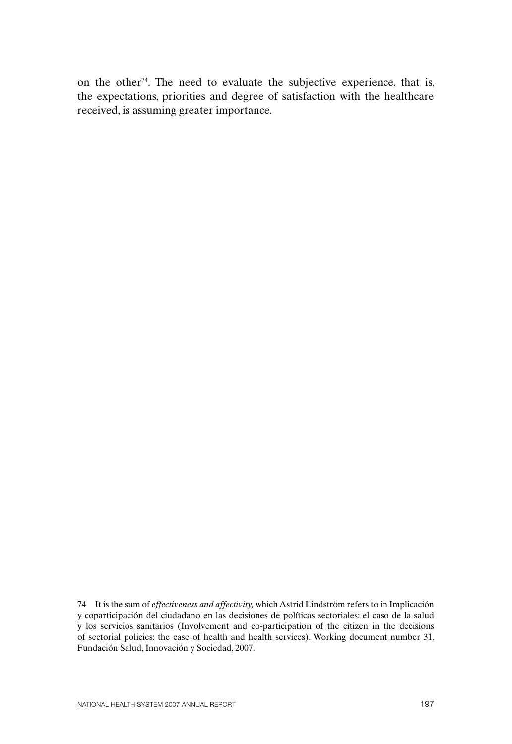on the other[74]. The need to evaluate the subjective experience, that is, the expectations, priorities and degree of satisfaction with the healthcare received, is assuming greater importance.

74 It is the sum of *effectiveness and affectivity,* which Astrid Lindström refers to in Implicación y coparticipación del ciudadano en las decisiones de políticas sectoriales: el caso de la salud y los servicios sanitarios (Involvement and co-participation of the citizen in the decisions of sectorial policies: the case of health and health services). Working document number 31, Fundación Salud, Innovación y Sociedad, 2007.